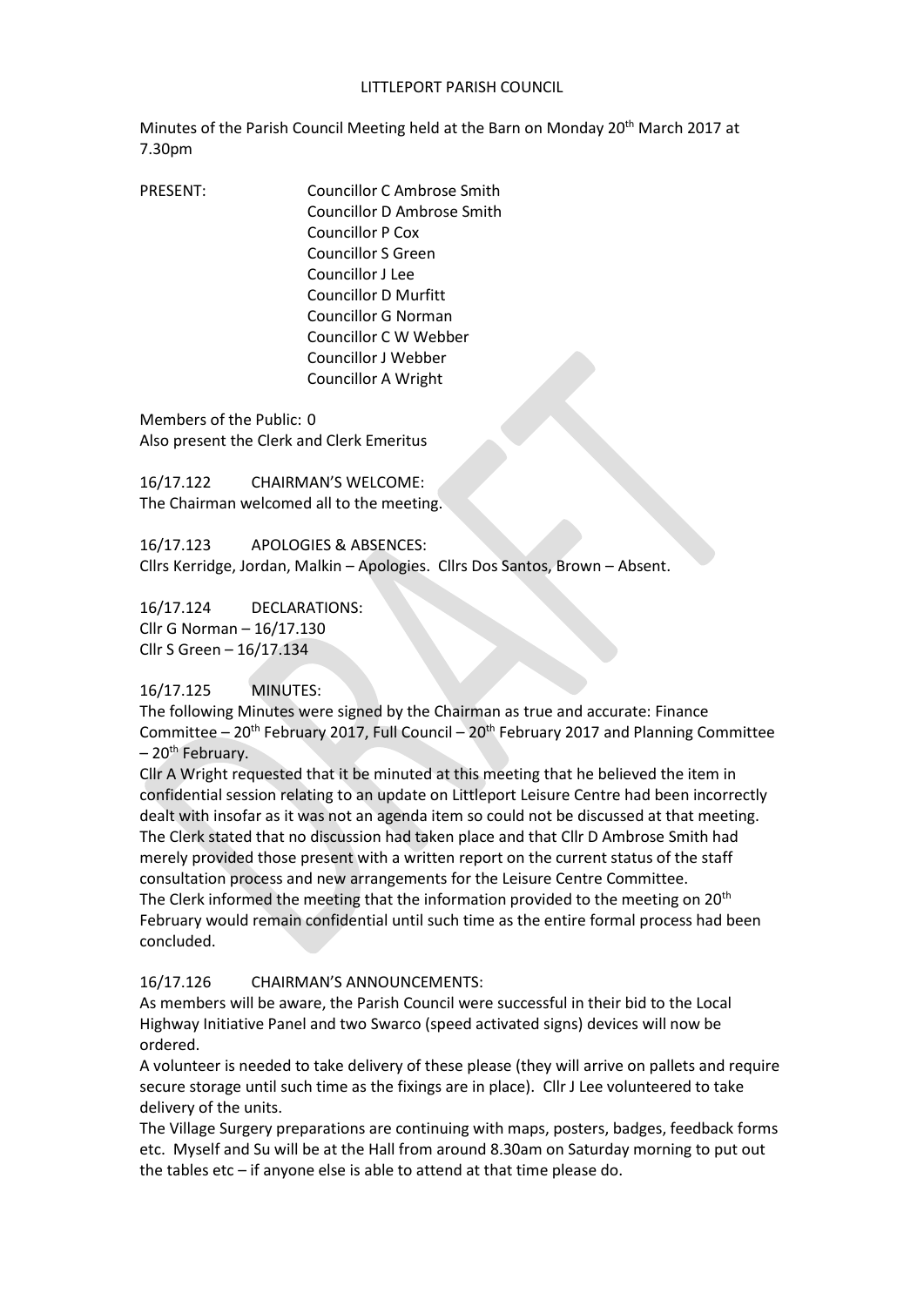# LITTLEPORT PARISH COUNCIL

Minutes of the Parish Council Meeting held at the Barn on Monday 20th March 2017 at 7.30pm

PRESENT: Councillor C Ambrose Smith
Councillor D Ambrose Smith
Councillor P Cox
Councillor S Green
Councillor J Lee
Councillor D Murfitt
Councillor G Norman
Councillor C W Webber
Councillor J Webber
Councillor A Wright

Members of the Public: 0
Also present the Clerk and Clerk Emeritus

16/17.122 CHAIRMAN'S WELCOME:
The Chairman welcomed all to the meeting.

16/17.123 APOLOGIES & ABSENCES:
Cllrs Kerridge, Jordan, Malkin – Apologies. Cllrs Dos Santos, Brown – Absent.

16/17.124 DECLARATIONS:
Cllr G Norman – 16/17.130
Cllr S Green – 16/17.134

16/17.125 MINUTES:
The following Minutes were signed by the Chairman as true and accurate: Finance Committee – 20th February 2017, Full Council – 20th February 2017 and Planning Committee – 20th February.

Cllr A Wright requested that it be minuted at this meeting that he believed the item in confidential session relating to an update on Littleport Leisure Centre had been incorrectly dealt with insofar as it was not an agenda item so could not be discussed at that meeting. The Clerk stated that no discussion had taken place and that Cllr D Ambrose Smith had merely provided those present with a written report on the current status of the staff consultation process and new arrangements for the Leisure Centre Committee.
The Clerk informed the meeting that the information provided to the meeting on 20th February would remain confidential until such time as the entire formal process had been concluded.

16/17.126 CHAIRMAN'S ANNOUNCEMENTS:
As members will be aware, the Parish Council were successful in their bid to the Local Highway Initiative Panel and two Swarco (speed activated signs) devices will now be ordered.
A volunteer is needed to take delivery of these please (they will arrive on pallets and require secure storage until such time as the fixings are in place). Cllr J Lee volunteered to take delivery of the units.
The Village Surgery preparations are continuing with maps, posters, badges, feedback forms etc. Myself and Su will be at the Hall from around 8.30am on Saturday morning to put out the tables etc – if anyone else is able to attend at that time please do.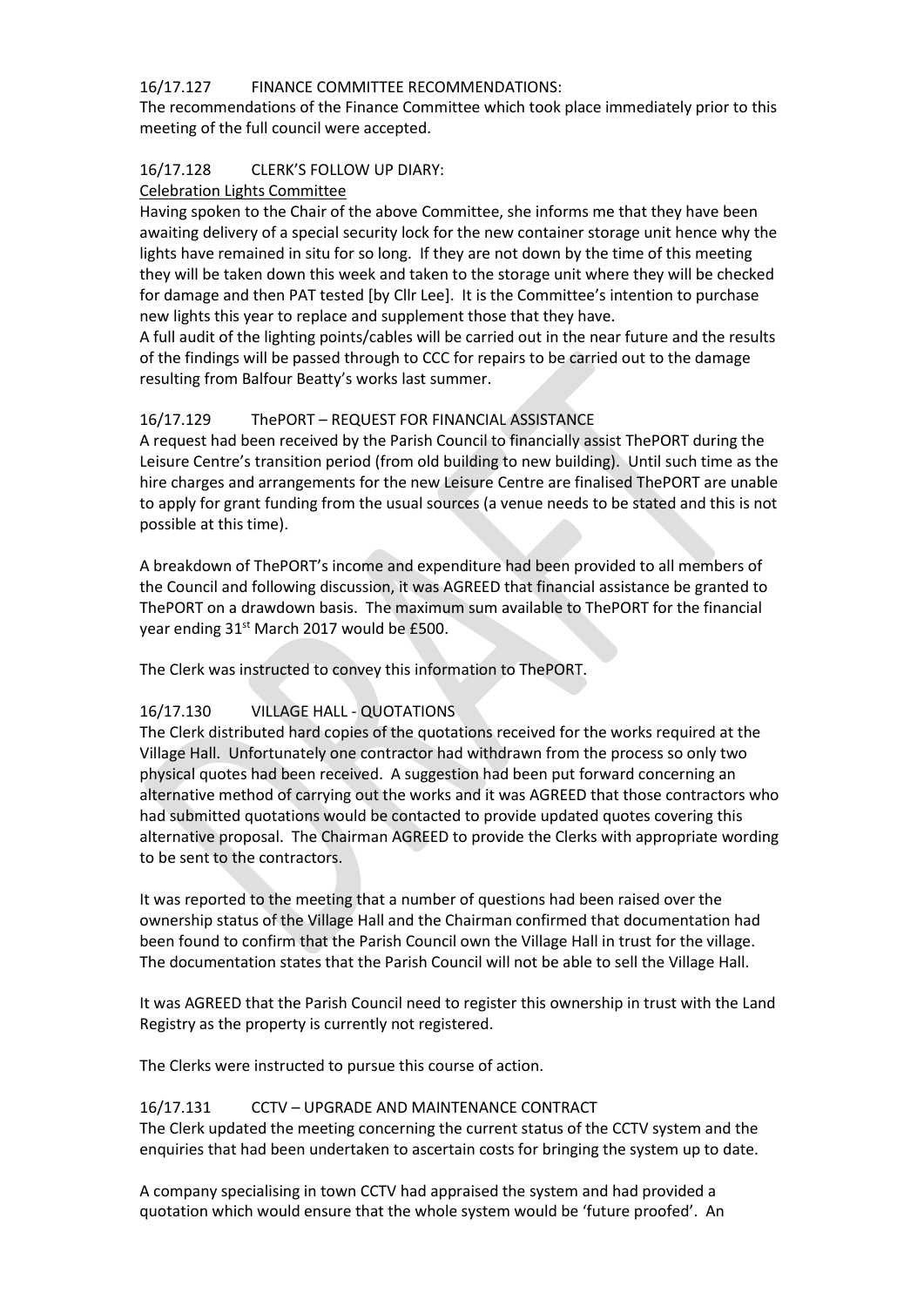16/17.127 FINANCE COMMITTEE RECOMMENDATIONS:

The recommendations of the Finance Committee which took place immediately prior to this meeting of the full council were accepted.

16/17.128 CLERK'S FOLLOW UP DIARY:

Celebration Lights Committee

Having spoken to the Chair of the above Committee, she informs me that they have been awaiting delivery of a special security lock for the new container storage unit hence why the lights have remained in situ for so long. If they are not down by the time of this meeting they will be taken down this week and taken to the storage unit where they will be checked for damage and then PAT tested [by Cllr Lee]. It is the Committee's intention to purchase new lights this year to replace and supplement those that they have.

A full audit of the lighting points/cables will be carried out in the near future and the results of the findings will be passed through to CCC for repairs to be carried out to the damage resulting from Balfour Beatty's works last summer.

16/17.129 ThePORT – REQUEST FOR FINANCIAL ASSISTANCE

A request had been received by the Parish Council to financially assist ThePORT during the Leisure Centre's transition period (from old building to new building). Until such time as the hire charges and arrangements for the new Leisure Centre are finalised ThePORT are unable to apply for grant funding from the usual sources (a venue needs to be stated and this is not possible at this time).

A breakdown of ThePORT's income and expenditure had been provided to all members of the Council and following discussion, it was AGREED that financial assistance be granted to ThePORT on a drawdown basis. The maximum sum available to ThePORT for the financial year ending 31st March 2017 would be £500.

The Clerk was instructed to convey this information to ThePORT.

16/17.130 VILLAGE HALL - QUOTATIONS

The Clerk distributed hard copies of the quotations received for the works required at the Village Hall. Unfortunately one contractor had withdrawn from the process so only two physical quotes had been received. A suggestion had been put forward concerning an alternative method of carrying out the works and it was AGREED that those contractors who had submitted quotations would be contacted to provide updated quotes covering this alternative proposal. The Chairman AGREED to provide the Clerks with appropriate wording to be sent to the contractors.

It was reported to the meeting that a number of questions had been raised over the ownership status of the Village Hall and the Chairman confirmed that documentation had been found to confirm that the Parish Council own the Village Hall in trust for the village. The documentation states that the Parish Council will not be able to sell the Village Hall.

It was AGREED that the Parish Council need to register this ownership in trust with the Land Registry as the property is currently not registered.

The Clerks were instructed to pursue this course of action.

16/17.131 CCTV – UPGRADE AND MAINTENANCE CONTRACT

The Clerk updated the meeting concerning the current status of the CCTV system and the enquiries that had been undertaken to ascertain costs for bringing the system up to date.

A company specialising in town CCTV had appraised the system and had provided a quotation which would ensure that the whole system would be 'future proofed'. An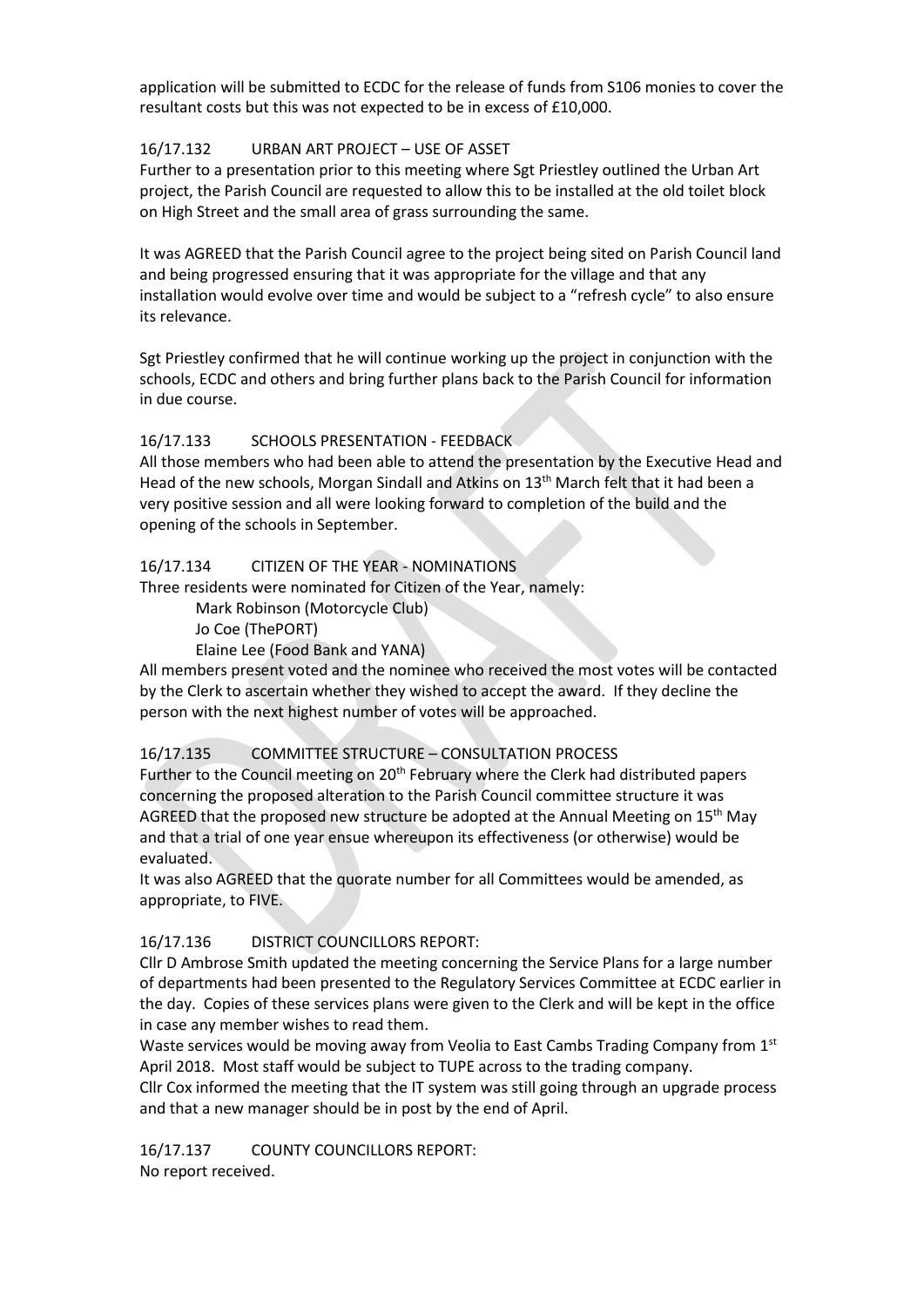application will be submitted to ECDC for the release of funds from S106 monies to cover the resultant costs but this was not expected to be in excess of £10,000.

16/17.132 URBAN ART PROJECT – USE OF ASSET

Further to a presentation prior to this meeting where Sgt Priestley outlined the Urban Art project, the Parish Council are requested to allow this to be installed at the old toilet block on High Street and the small area of grass surrounding the same.

It was AGREED that the Parish Council agree to the project being sited on Parish Council land and being progressed ensuring that it was appropriate for the village and that any installation would evolve over time and would be subject to a "refresh cycle" to also ensure its relevance.

Sgt Priestley confirmed that he will continue working up the project in conjunction with the schools, ECDC and others and bring further plans back to the Parish Council for information in due course.

16/17.133 SCHOOLS PRESENTATION - FEEDBACK

All those members who had been able to attend the presentation by the Executive Head and Head of the new schools, Morgan Sindall and Atkins on 13th March felt that it had been a very positive session and all were looking forward to completion of the build and the opening of the schools in September.

16/17.134 CITIZEN OF THE YEAR - NOMINATIONS

Three residents were nominated for Citizen of the Year, namely:

Mark Robinson (Motorcycle Club)
Jo Coe (ThePORT)
Elaine Lee (Food Bank and YANA)

All members present voted and the nominee who received the most votes will be contacted by the Clerk to ascertain whether they wished to accept the award. If they decline the person with the next highest number of votes will be approached.

16/17.135 COMMITTEE STRUCTURE – CONSULTATION PROCESS

Further to the Council meeting on 20th February where the Clerk had distributed papers concerning the proposed alteration to the Parish Council committee structure it was AGREED that the proposed new structure be adopted at the Annual Meeting on 15th May and that a trial of one year ensue whereupon its effectiveness (or otherwise) would be evaluated.

It was also AGREED that the quorate number for all Committees would be amended, as appropriate, to FIVE.

16/17.136 DISTRICT COUNCILLORS REPORT:

Cllr D Ambrose Smith updated the meeting concerning the Service Plans for a large number of departments had been presented to the Regulatory Services Committee at ECDC earlier in the day. Copies of these services plans were given to the Clerk and will be kept in the office in case any member wishes to read them.

Waste services would be moving away from Veolia to East Cambs Trading Company from 1st April 2018. Most staff would be subject to TUPE across to the trading company.

Cllr Cox informed the meeting that the IT system was still going through an upgrade process and that a new manager should be in post by the end of April.

16/17.137 COUNTY COUNCILLORS REPORT:

No report received.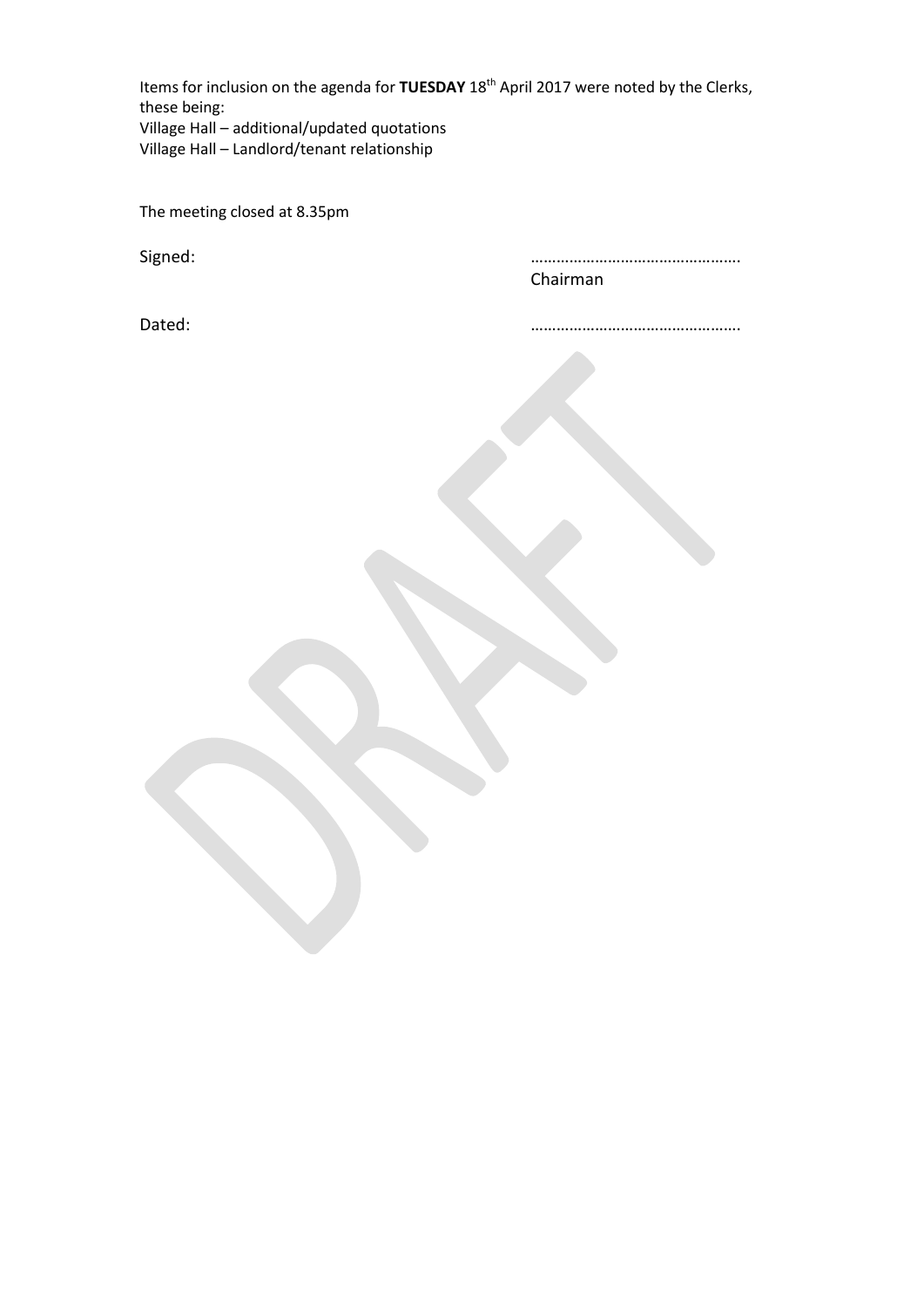Items for inclusion on the agenda for **TUESDAY** 18th April 2017 were noted by the Clerks, these being:
Village Hall – additional/updated quotations
Village Hall – Landlord/tenant relationship

The meeting closed at 8.35pm

Signed: ………………………………………….
Chairman

Dated: ………………………………………….

DRAFT